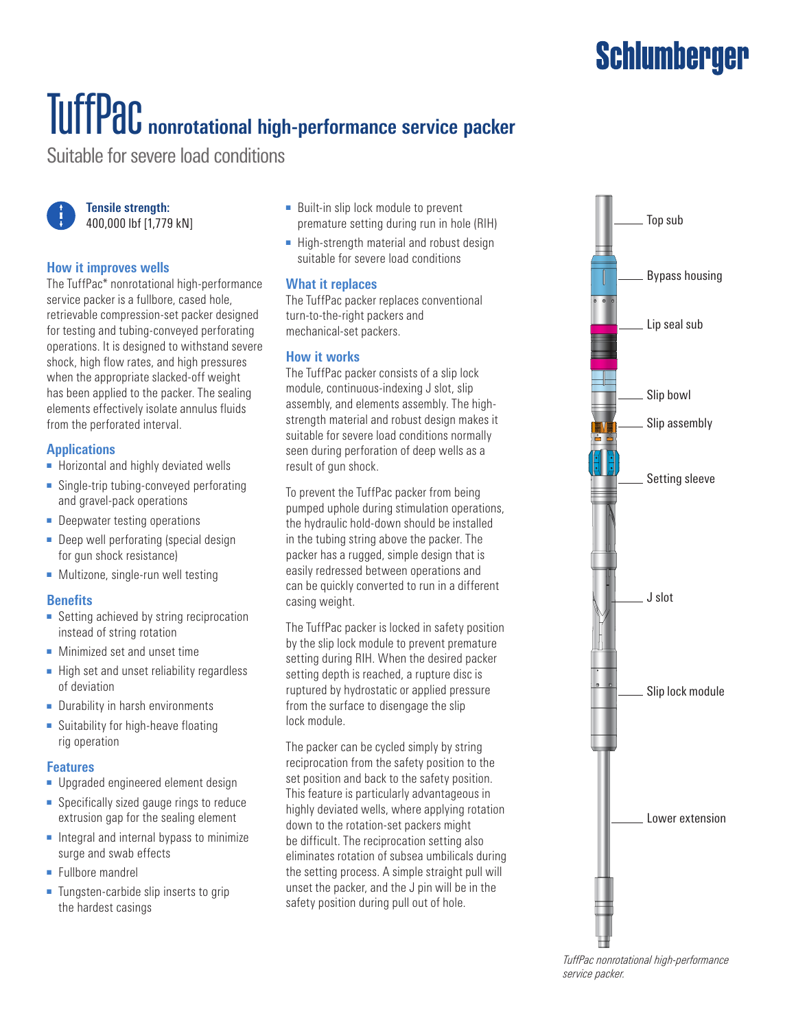Schlumberger

# TuffPac nonrotational high-performance service packer

Suitable for severe load conditions

**Tensile strength:**
400,000 lbf [1,779 kN]

## How it improves wells

The TuffPac* nonrotational high-performance service packer is a fullbore, cased hole, retrievable compression-set packer designed for testing and tubing-conveyed perforating operations. It is designed to withstand severe shock, high flow rates, and high pressures when the appropriate slacked-off weight has been applied to the packer. The sealing elements effectively isolate annulus fluids from the perforated interval.

## Applications

- Horizontal and highly deviated wells
- Single-trip tubing-conveyed perforating and gravel-pack operations
- Deepwater testing operations
- Deep well perforating (special design for gun shock resistance)
- Multizone, single-run well testing

## Benefits

- Setting achieved by string reciprocation instead of string rotation
- Minimized set and unset time
- High set and unset reliability regardless of deviation
- Durability in harsh environments
- Suitability for high-heave floating rig operation

## Features

- Upgraded engineered element design
- Specifically sized gauge rings to reduce extrusion gap for the sealing element
- Integral and internal bypass to minimize surge and swab effects
- Fullbore mandrel
- Tungsten-carbide slip inserts to grip the hardest casings
- Built-in slip lock module to prevent premature setting during run in hole (RIH)
- High-strength material and robust design suitable for severe load conditions

## What it replaces

The TuffPac packer replaces conventional turn-to-the-right packers and mechanical-set packers.

## How it works

The TuffPac packer consists of a slip lock module, continuous-indexing J slot, slip assembly, and elements assembly. The high-strength material and robust design makes it suitable for severe load conditions normally seen during perforation of deep wells as a result of gun shock.

To prevent the TuffPac packer from being pumped uphole during stimulation operations, the hydraulic hold-down should be installed in the tubing string above the packer. The packer has a rugged, simple design that is easily redressed between operations and can be quickly converted to run in a different casing weight.

The TuffPac packer is locked in safety position by the slip lock module to prevent premature setting during RIH. When the desired packer setting depth is reached, a rupture disc is ruptured by hydrostatic or applied pressure from the surface to disengage the slip lock module.

The packer can be cycled simply by string reciprocation from the safety position to the set position and back to the safety position. This feature is particularly advantageous in highly deviated wells, where applying rotation down to the rotation-set packers might be difficult. The reciprocation setting also eliminates rotation of subsea umbilicals during the setting process. A simple straight pull will unset the packer, and the J pin will be in the safety position during pull out of hole.

Top sub
Bypass housing
Lip seal sub
Slip bowl
Slip assembly
Setting sleeve
J slot
Slip lock module
Lower extension

*TuffPac nonrotational high-performance service packer.*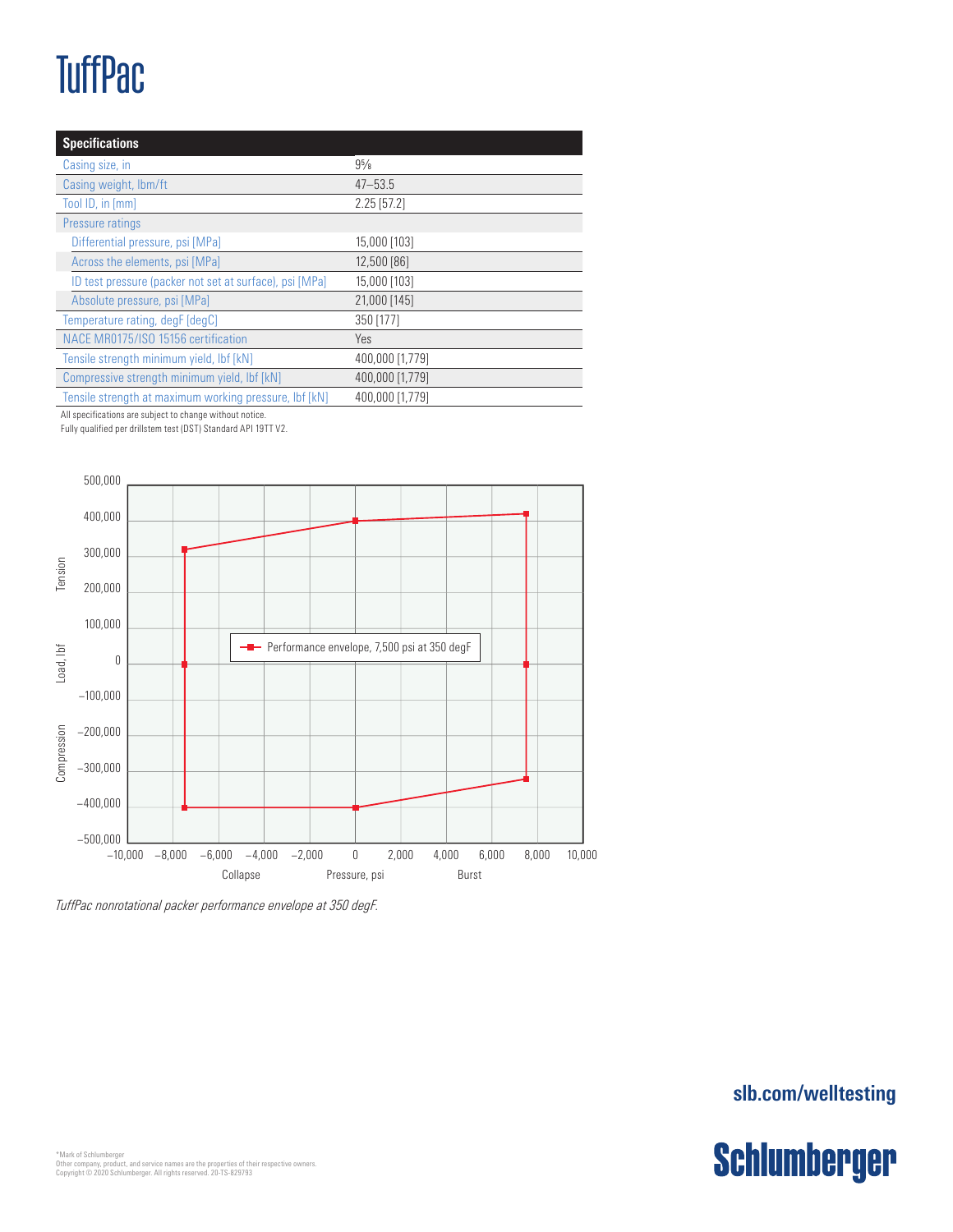# TuffPac

| Specifications | |
|---|---|
| Casing size, in | 9⅝ |
| Casing weight, lbm/ft | 47–53.5 |
| Tool ID, in [mm] | 2.25 [57.2] |
| Pressure ratings | |
| Differential pressure, psi [MPa] | 15,000 [103] |
| Across the elements, psi [MPa] | 12,500 [86] |
| ID test pressure (packer not set at surface), psi [MPa] | 15,000 [103] |
| Absolute pressure, psi [MPa] | 21,000 [145] |
| Temperature rating, degF [degC] | 350 [177] |
| NACE MR0175/ISO 15156 certification | Yes |
| Tensile strength minimum yield, lbf [kN] | 400,000 [1,779] |
| Compressive strength minimum yield, lbf [kN] | 400,000 [1,779] |
| Tensile strength at maximum working pressure, lbf [kN] | 400,000 [1,779] |

All specifications are subject to change without notice.
Fully qualified per drillstem test (DST) Standard API 19TT V2.

500,000
400,000
300,000
200,000
100,000
0
−100,000
−200,000
−300,000
−400,000
−500,000
Tension
Load, lbf
Compression
Performance envelope, 7,500 psi at 350 degF
−10,000 −8,000 −6,000 −4,000 −2,000 0 2,000 4,000 6,000 8,000 10,000
Collapse
Pressure, psi
Burst

*TuffPac nonrotational packer performance envelope at 350 degF.*

**slb.com/welltesting**

*Mark of Schlumberger
Other company, product, and service names are the properties of their respective owners.
Copyright © 2020 Schlumberger. All rights reserved. 20-TS-829793

**Schlumberger**